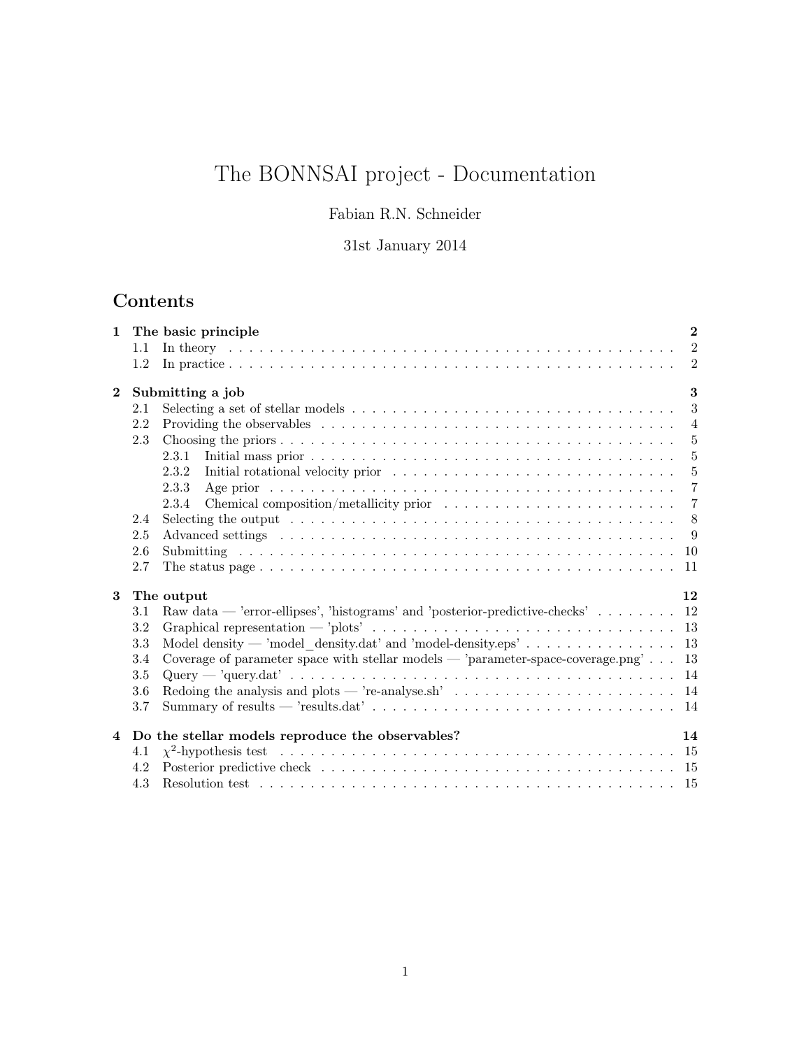# The BONNSAI project - Documentation

Fabian R.N. Schneider

31st January 2014

## Contents

- **1 The basic principle** — **2**
  - 1.1 In theory — 2
  - 1.2 In practice — 2
- **2 Submitting a job** — **3**
  - 2.1 Selecting a set of stellar models — 3
  - 2.2 Providing the observables — 4
  - 2.3 Choosing the priors — 5
    - 2.3.1 Initial mass prior — 5
    - 2.3.2 Initial rotational velocity prior — 5
    - 2.3.3 Age prior — 7
    - 2.3.4 Chemical composition/metallicity prior — 7
  - 2.4 Selecting the output — 8
  - 2.5 Advanced settings — 9
  - 2.6 Submitting — 10
  - 2.7 The status page — 11
- **3 The output** — **12**
  - 3.1 Raw data — 'error-ellipses', 'histograms' and 'posterior-predictive-checks' — 12
  - 3.2 Graphical representation — 'plots' — 13
  - 3.3 Model density — 'model_density.dat' and 'model-density.eps' — 13
  - 3.4 Coverage of parameter space with stellar models — 'parameter-space-coverage.png' — 13
  - 3.5 Query — 'query.dat' — 14
  - 3.6 Redoing the analysis and plots — 're-analyse.sh' — 14
  - 3.7 Summary of results — 'results.dat' — 14
- **4 Do the stellar models reproduce the observables?** — **14**
  - 4.1 $\chi^2$-hypothesis test — 15
  - 4.2 Posterior predictive check — 15
  - 4.3 Resolution test — 15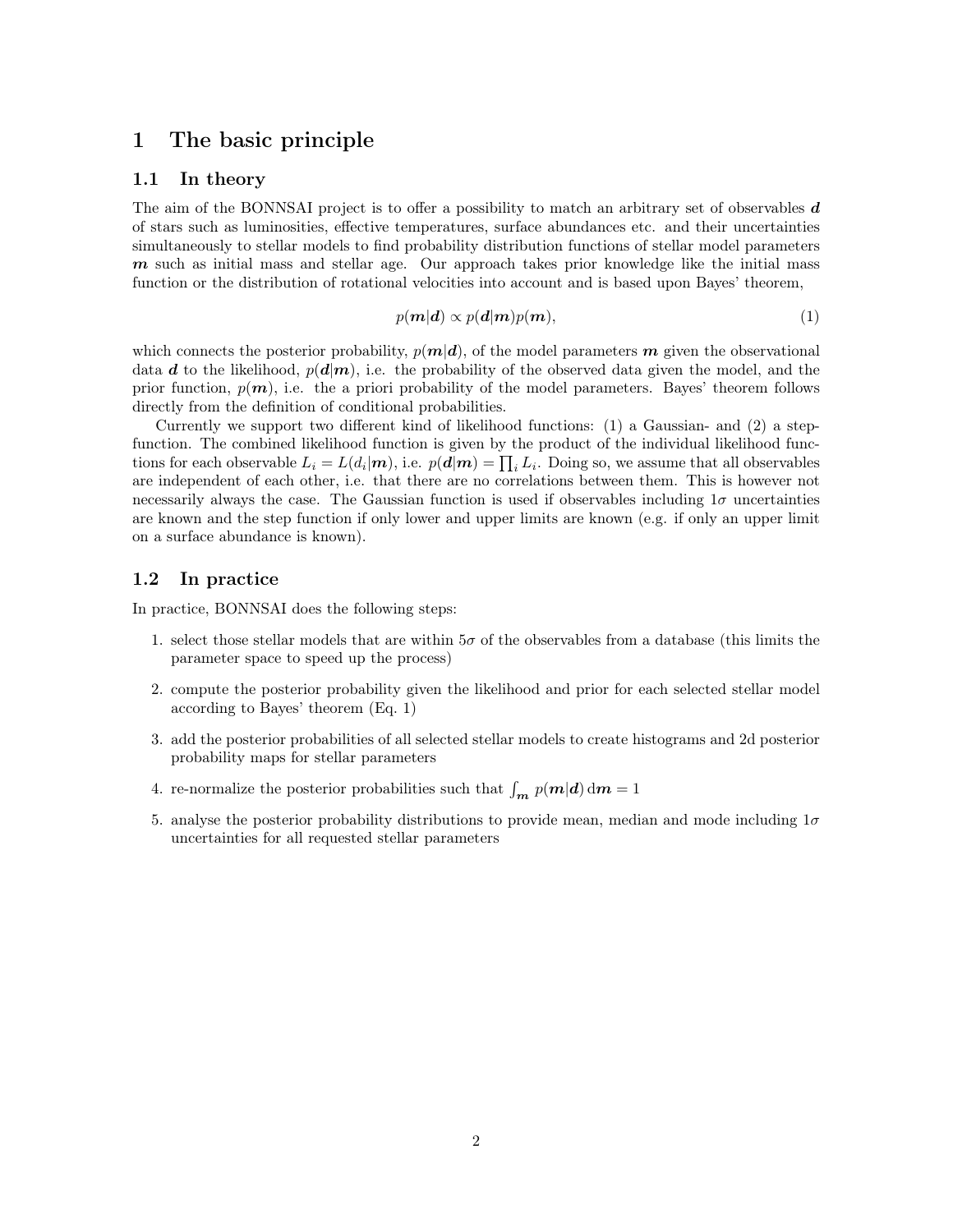# 1 The basic principle

## 1.1 In theory

The aim of the BONNSAI project is to offer a possibility to match an arbitrary set of observables $\boldsymbol{d}$ of stars such as luminosities, effective temperatures, surface abundances etc. and their uncertainties simultaneously to stellar models to find probability distribution functions of stellar model parameters $\boldsymbol{m}$ such as initial mass and stellar age. Our approach takes prior knowledge like the initial mass function or the distribution of rotational velocities into account and is based upon Bayes' theorem,

$$p(\boldsymbol{m}|\boldsymbol{d}) \propto p(\boldsymbol{d}|\boldsymbol{m})p(\boldsymbol{m}), \tag{1}$$

which connects the posterior probability, $p(\boldsymbol{m}|\boldsymbol{d})$, of the model parameters $\boldsymbol{m}$ given the observational data $\boldsymbol{d}$ to the likelihood, $p(\boldsymbol{d}|\boldsymbol{m})$, i.e. the probability of the observed data given the model, and the prior function, $p(\boldsymbol{m})$, i.e. the a priori probability of the model parameters. Bayes' theorem follows directly from the definition of conditional probabilities.

Currently we support two different kind of likelihood functions: (1) a Gaussian- and (2) a step-function. The combined likelihood function is given by the product of the individual likelihood functions for each observable $L_i = L(d_i|\boldsymbol{m})$, i.e. $p(\boldsymbol{d}|\boldsymbol{m}) = \prod_i L_i$. Doing so, we assume that all observables are independent of each other, i.e. that there are no correlations between them. This is however not necessarily always the case. The Gaussian function is used if observables including $1\sigma$ uncertainties are known and the step function if only lower and upper limits are known (e.g. if only an upper limit on a surface abundance is known).

## 1.2 In practice

In practice, BONNSAI does the following steps:

1. select those stellar models that are within $5\sigma$ of the observables from a database (this limits the parameter space to speed up the process)
2. compute the posterior probability given the likelihood and prior for each selected stellar model according to Bayes' theorem (Eq. 1)
3. add the posterior probabilities of all selected stellar models to create histograms and 2d posterior probability maps for stellar parameters
4. re-normalize the posterior probabilities such that $\int_{\boldsymbol{m}} p(\boldsymbol{m}|\boldsymbol{d}) \, \mathrm{d}\boldsymbol{m} = 1$
5. analyse the posterior probability distributions to provide mean, median and mode including $1\sigma$ uncertainties for all requested stellar parameters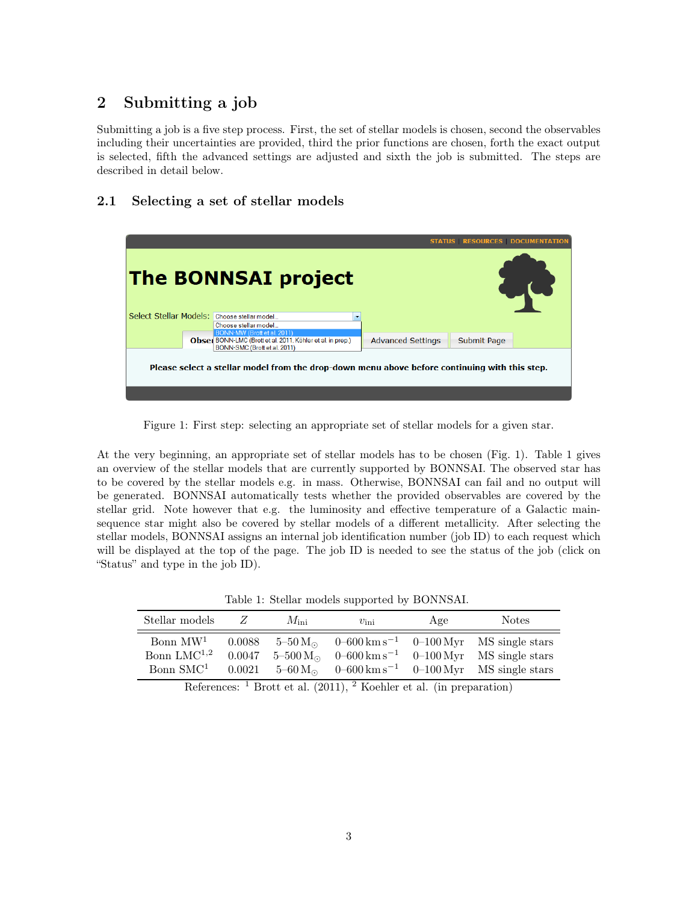## 2 Submitting a job

Submitting a job is a five step process. First, the set of stellar models is chosen, second the observables including their uncertainties are provided, third the prior functions are chosen, forth the exact output is selected, fifth the advanced settings are adjusted and sixth the job is submitted. The steps are described in detail below.

### 2.1 Selecting a set of stellar models

Figure 1: First step: selecting an appropriate set of stellar models for a given star.

At the very beginning, an appropriate set of stellar models has to be chosen (Fig. 1). Table 1 gives an overview of the stellar models that are currently supported by BONNSAI. The observed star has to be covered by the stellar models e.g. in mass. Otherwise, BONNSAI can fail and no output will be generated. BONNSAI automatically tests whether the provided observables are covered by the stellar grid. Note however that e.g. the luminosity and effective temperature of a Galactic main-sequence star might also be covered by stellar models of a different metallicity. After selecting the stellar models, BONNSAI assigns an internal job identification number (job ID) to each request which will be displayed at the top of the page. The job ID is needed to see the status of the job (click on "Status" and type in the job ID).

Table 1: Stellar models supported by BONNSAI.

| Stellar models | $Z$ | $M_{\rm ini}$ | $v_{\rm ini}$ | Age | Notes |
|---|---|---|---|---|---|
| Bonn MW[1] | 0.0088 | 5–50 $M_\odot$ | 0–600 km s$^{-1}$ | 0–100 Myr | MS single stars |
| Bonn LMC[1,2] | 0.0047 | 5–500 $M_\odot$ | 0–600 km s$^{-1}$ | 0–100 Myr | MS single stars |
| Bonn SMC[1] | 0.0021 | 5–60 $M_\odot$ | 0–600 km s$^{-1}$ | 0–100 Myr | MS single stars |

References: [1] Brott et al. (2011), [2] Koehler et al. (in preparation)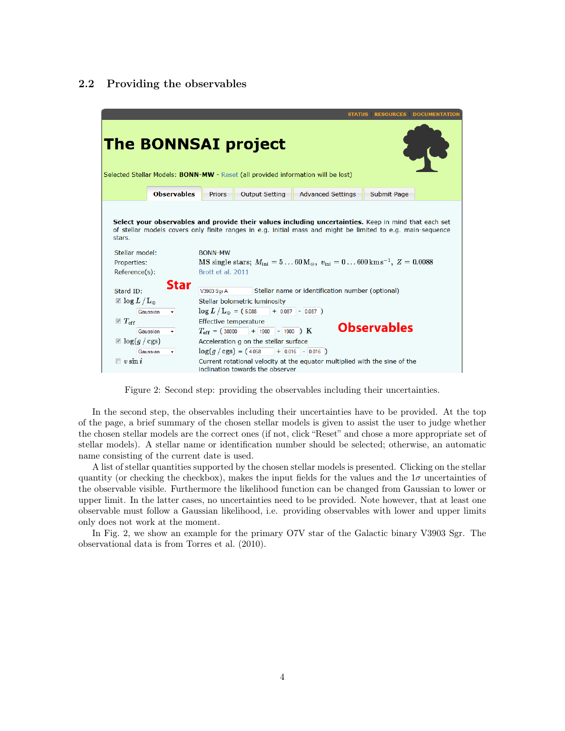## 2.2 Providing the observables

Figure 2: Second step: providing the observables including their uncertainties.

In the second step, the observables including their uncertainties have to be provided. At the top of the page, a brief summary of the chosen stellar models is given to assist the user to judge whether the chosen stellar models are the correct ones (if not, click "Reset" and chose a more appropriate set of stellar models). A stellar name or identification number should be selected; otherwise, an automatic name consisting of the current date is used.

A list of stellar quantities supported by the chosen stellar models is presented. Clicking on the stellar quantity (or checking the checkbox), makes the input fields for the values and the $1\sigma$ uncertainties of the observable visible. Furthermore the likelihood function can be changed from Gaussian to lower or upper limit. In the latter cases, no uncertainties need to be provided. Note however, that at least one observable must follow a Gaussian likelihood, i.e. providing observables with lower and upper limits only does not work at the moment.

In Fig. 2, we show an example for the primary O7V star of the Galactic binary V3903 Sgr. The observational data is from Torres et al. (2010).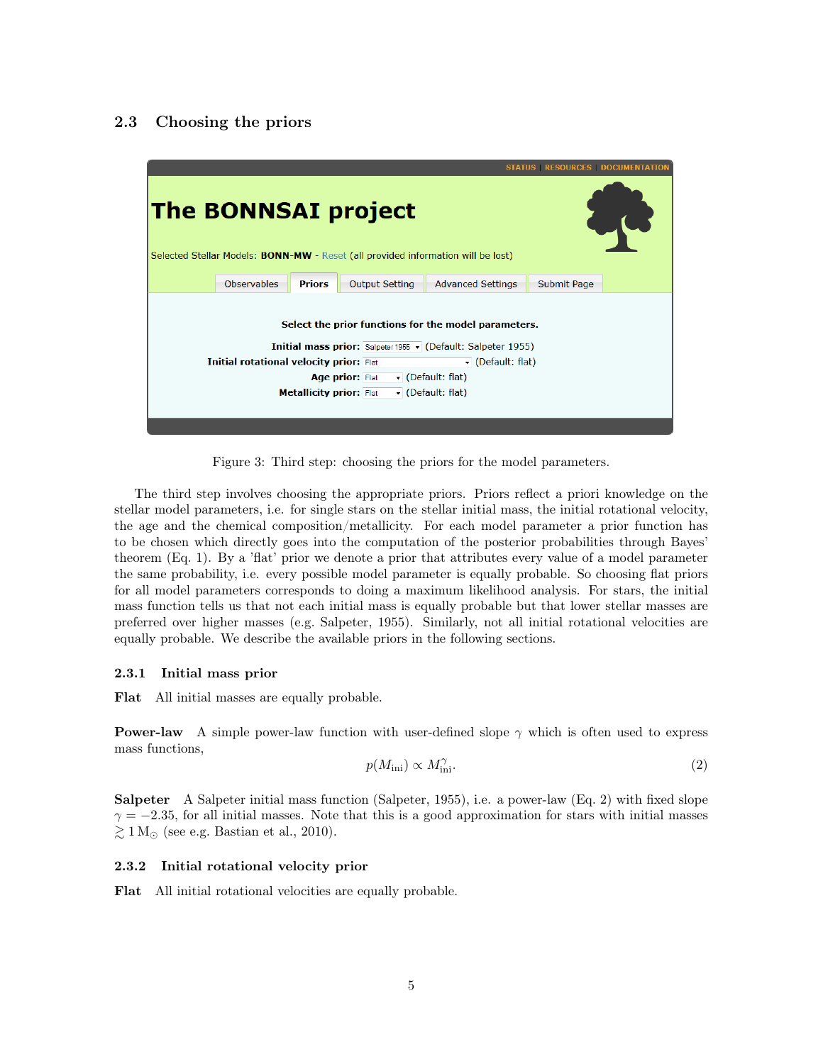### 2.3 Choosing the priors

Figure 3: Third step: choosing the priors for the model parameters.

The third step involves choosing the appropriate priors. Priors reflect a priori knowledge on the stellar model parameters, i.e. for single stars on the stellar initial mass, the initial rotational velocity, the age and the chemical composition/metallicity. For each model parameter a prior function has to be chosen which directly goes into the computation of the posterior probabilities through Bayes' theorem (Eq. 1). By a 'flat' prior we denote a prior that attributes every value of a model parameter the same probability, i.e. every possible model parameter is equally probable. So choosing flat priors for all model parameters corresponds to doing a maximum likelihood analysis. For stars, the initial mass function tells us that not each initial mass is equally probable but that lower stellar masses are preferred over higher masses (e.g. Salpeter, 1955). Similarly, not all initial rotational velocities are equally probable. We describe the available priors in the following sections.

#### 2.3.1 Initial mass prior

**Flat** All initial masses are equally probable.

**Power-law** A simple power-law function with user-defined slope $\gamma$ which is often used to express mass functions,

$$p(M_{\mathrm{ini}}) \propto M_{\mathrm{ini}}^{\gamma}. \tag{2}$$

**Salpeter** A Salpeter initial mass function (Salpeter, 1955), i.e. a power-law (Eq. 2) with fixed slope $\gamma = -2.35$, for all initial masses. Note that this is a good approximation for stars with initial masses $\gtrsim 1\,\mathrm{M}_{\odot}$ (see e.g. Bastian et al., 2010).

#### 2.3.2 Initial rotational velocity prior

**Flat** All initial rotational velocities are equally probable.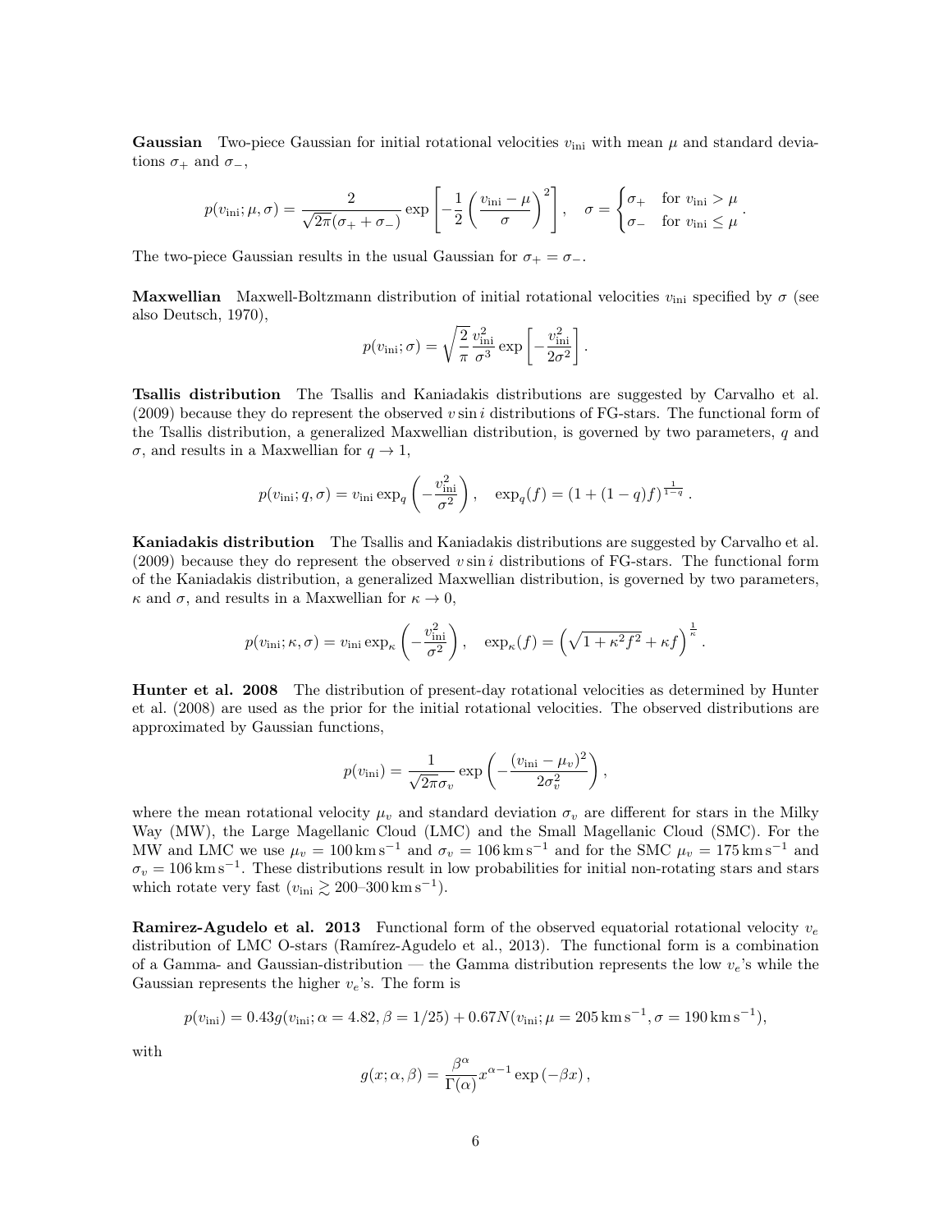**Gaussian** Two-piece Gaussian for initial rotational velocities $v_{\rm ini}$ with mean $\mu$ and standard deviations $\sigma_+$ and $\sigma_-$,

$$p(v_{\rm ini}; \mu, \sigma) = \frac{2}{\sqrt{2\pi}(\sigma_+ + \sigma_-)} \exp\left[-\frac{1}{2}\left(\frac{v_{\rm ini} - \mu}{\sigma}\right)^2\right], \quad \sigma = \begin{cases} \sigma_+ & \text{for } v_{\rm ini} > \mu \\ \sigma_- & \text{for } v_{\rm ini} \leq \mu \end{cases}.$$

The two-piece Gaussian results in the usual Gaussian for $\sigma_+ = \sigma_-$.

**Maxwellian** Maxwell-Boltzmann distribution of initial rotational velocities $v_{\rm ini}$ specified by $\sigma$ (see also Deutsch, 1970),

$$p(v_{\rm ini}; \sigma) = \sqrt{\frac{2}{\pi}} \frac{v_{\rm ini}^2}{\sigma^3} \exp\left[-\frac{v_{\rm ini}^2}{2\sigma^2}\right].$$

**Tsallis distribution** The Tsallis and Kaniadakis distributions are suggested by Carvalho et al. (2009) because they do represent the observed $v \sin i$ distributions of FG-stars. The functional form of the Tsallis distribution, a generalized Maxwellian distribution, is governed by two parameters, $q$ and $\sigma$, and results in a Maxwellian for $q \to 1$,

$$p(v_{\rm ini}; q, \sigma) = v_{\rm ini} \exp_q\left(-\frac{v_{\rm ini}^2}{\sigma^2}\right), \quad \exp_q(f) = (1 + (1-q)f)^{\frac{1}{1-q}}.$$

**Kaniadakis distribution** The Tsallis and Kaniadakis distributions are suggested by Carvalho et al. (2009) because they do represent the observed $v \sin i$ distributions of FG-stars. The functional form of the Kaniadakis distribution, a generalized Maxwellian distribution, is governed by two parameters, $\kappa$ and $\sigma$, and results in a Maxwellian for $\kappa \to 0$,

$$p(v_{\rm ini}; \kappa, \sigma) = v_{\rm ini} \exp_\kappa\left(-\frac{v_{\rm ini}^2}{\sigma^2}\right), \quad \exp_\kappa(f) = \left(\sqrt{1 + \kappa^2 f^2} + \kappa f\right)^{\frac{1}{\kappa}}.$$

**Hunter et al. 2008** The distribution of present-day rotational velocities as determined by Hunter et al. (2008) are used as the prior for the initial rotational velocities. The observed distributions are approximated by Gaussian functions,

$$p(v_{\rm ini}) = \frac{1}{\sqrt{2\pi}\sigma_v} \exp\left(-\frac{(v_{\rm ini} - \mu_v)^2}{2\sigma_v^2}\right),$$

where the mean rotational velocity $\mu_v$ and standard deviation $\sigma_v$ are different for stars in the Milky Way (MW), the Large Magellanic Cloud (LMC) and the Small Magellanic Cloud (SMC). For the MW and LMC we use $\mu_v = 100\,{\rm km\,s^{-1}}$ and $\sigma_v = 106\,{\rm km\,s^{-1}}$ and for the SMC $\mu_v = 175\,{\rm km\,s^{-1}}$ and $\sigma_v = 106\,{\rm km\,s^{-1}}$. These distributions result in low probabilities for initial non-rotating stars and stars which rotate very fast ($v_{\rm ini} \gtrsim 200$–$300\,{\rm km\,s^{-1}}$).

**Ramirez-Agudelo et al. 2013** Functional form of the observed equatorial rotational velocity $v_e$ distribution of LMC O-stars (Ramírez-Agudelo et al., 2013). The functional form is a combination of a Gamma- and Gaussian-distribution — the Gamma distribution represents the low $v_e$'s while the Gaussian represents the higher $v_e$'s. The form is

$$p(v_{\rm ini}) = 0.43 g(v_{\rm ini}; \alpha = 4.82, \beta = 1/25) + 0.67 N(v_{\rm ini}; \mu = 205\,{\rm km\,s^{-1}}, \sigma = 190\,{\rm km\,s^{-1}}),$$

with

$$g(x; \alpha, \beta) = \frac{\beta^\alpha}{\Gamma(\alpha)} x^{\alpha-1} \exp(-\beta x),$$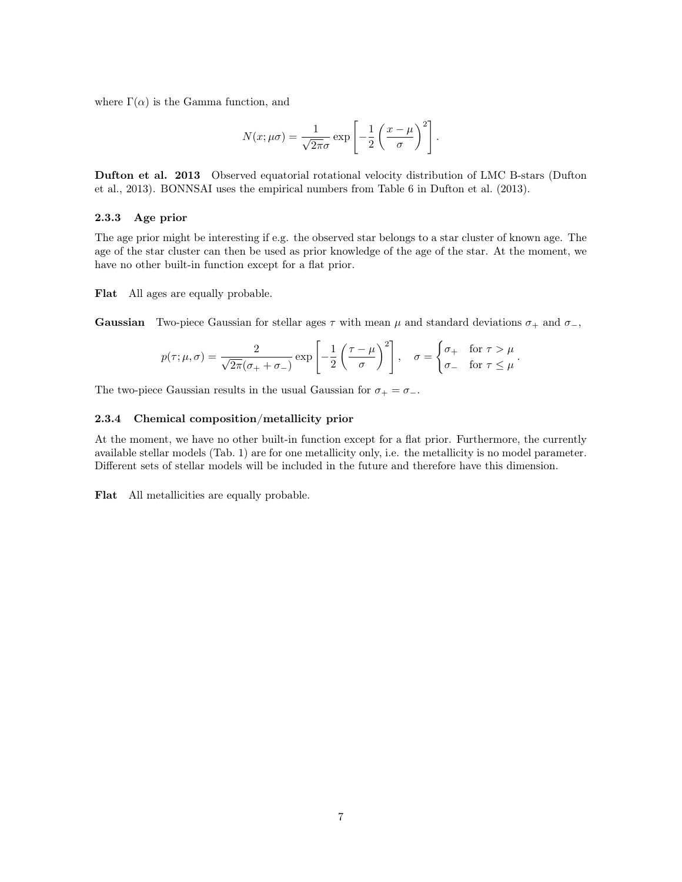where $\Gamma(\alpha)$ is the Gamma function, and

$$N(x; \mu\sigma) = \frac{1}{\sqrt{2\pi}\sigma} \exp\left[-\frac{1}{2}\left(\frac{x-\mu}{\sigma}\right)^2\right].$$

**Dufton et al. 2013** Observed equatorial rotational velocity distribution of LMC B-stars (Dufton et al., 2013). BONNSAI uses the empirical numbers from Table 6 in Dufton et al. (2013).

### 2.3.3 Age prior

The age prior might be interesting if e.g. the observed star belongs to a star cluster of known age. The age of the star cluster can then be used as prior knowledge of the age of the star. At the moment, we have no other built-in function except for a flat prior.

**Flat** All ages are equally probable.

**Gaussian** Two-piece Gaussian for stellar ages $\tau$ with mean $\mu$ and standard deviations $\sigma_+$ and $\sigma_-$,

$$p(\tau; \mu, \sigma) = \frac{2}{\sqrt{2\pi}(\sigma_+ + \sigma_-)} \exp\left[-\frac{1}{2}\left(\frac{\tau-\mu}{\sigma}\right)^2\right], \quad \sigma = \begin{cases} \sigma_+ & \text{for } \tau > \mu \\ \sigma_- & \text{for } \tau \leq \mu \end{cases}.$$

The two-piece Gaussian results in the usual Gaussian for $\sigma_+ = \sigma_-$.

### 2.3.4 Chemical composition/metallicity prior

At the moment, we have no other built-in function except for a flat prior. Furthermore, the currently available stellar models (Tab. 1) are for one metallicity only, i.e. the metallicity is no model parameter. Different sets of stellar models will be included in the future and therefore have this dimension.

**Flat** All metallicities are equally probable.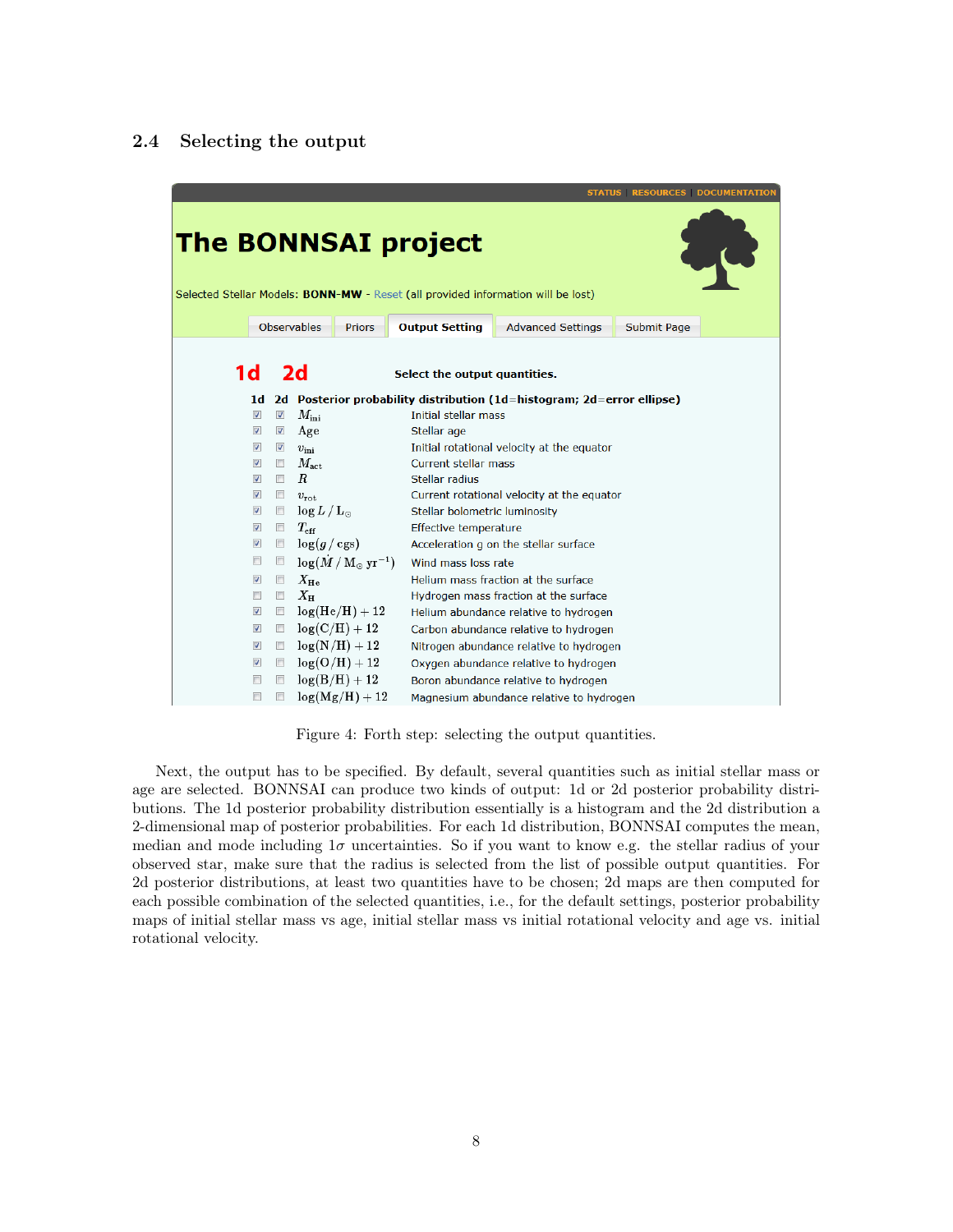## 2.4 Selecting the output

Figure 4: Forth step: selecting the output quantities.

Next, the output has to be specified. By default, several quantities such as initial stellar mass or age are selected. BONNSAI can produce two kinds of output: 1d or 2d posterior probability distributions. The 1d posterior probability distribution essentially is a histogram and the 2d distribution a 2-dimensional map of posterior probabilities. For each 1d distribution, BONNSAI computes the mean, median and mode including $1\sigma$ uncertainties. So if you want to know e.g. the stellar radius of your observed star, make sure that the radius is selected from the list of possible output quantities. For 2d posterior distributions, at least two quantities have to be chosen; 2d maps are then computed for each possible combination of the selected quantities, i.e., for the default settings, posterior probability maps of initial stellar mass vs age, initial stellar mass vs initial rotational velocity and age vs. initial rotational velocity.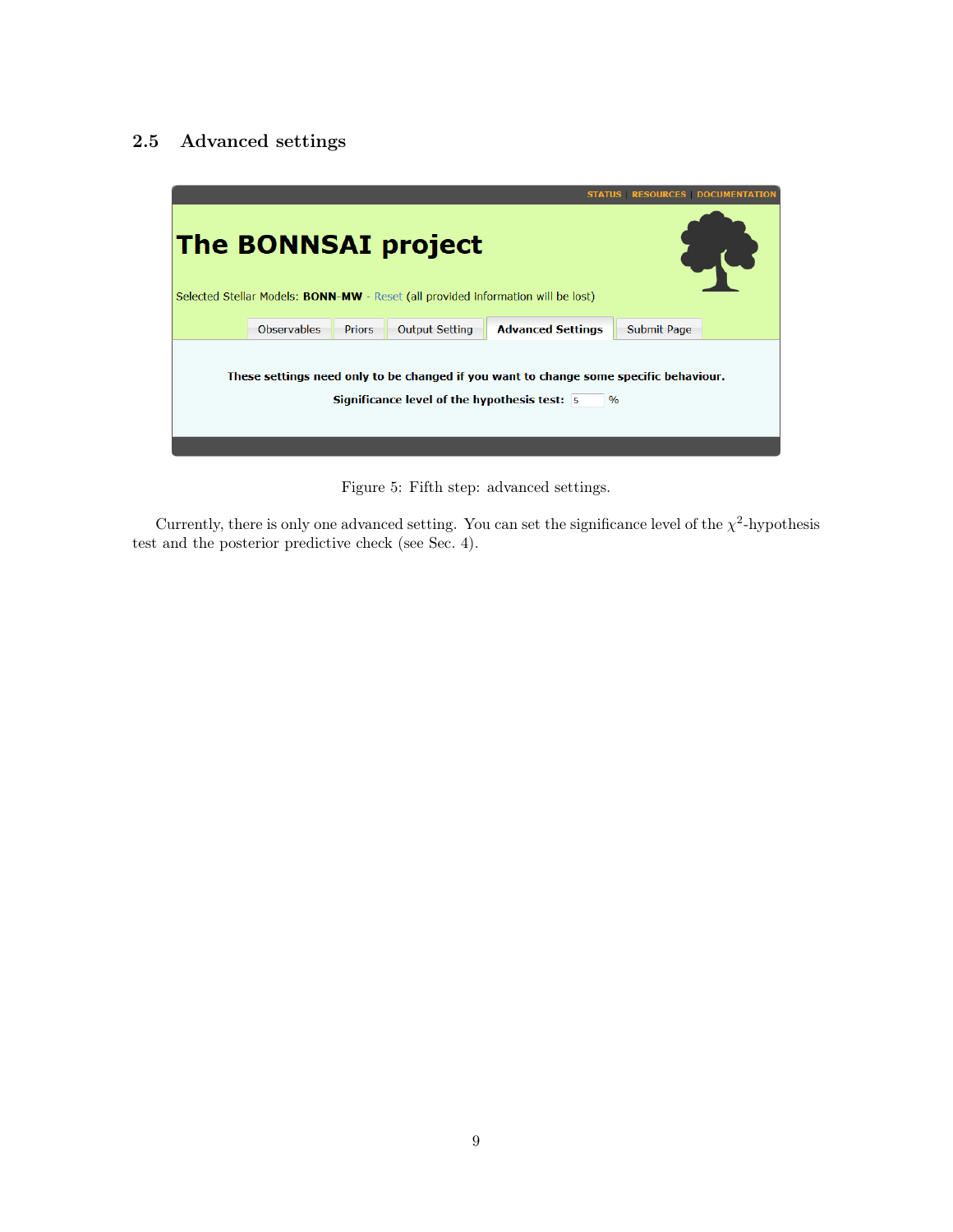## 2.5 Advanced settings

Figure 5: Fifth step: advanced settings.

Currently, there is only one advanced setting. You can set the significance level of the $\chi^2$-hypothesis test and the posterior predictive check (see Sec. 4).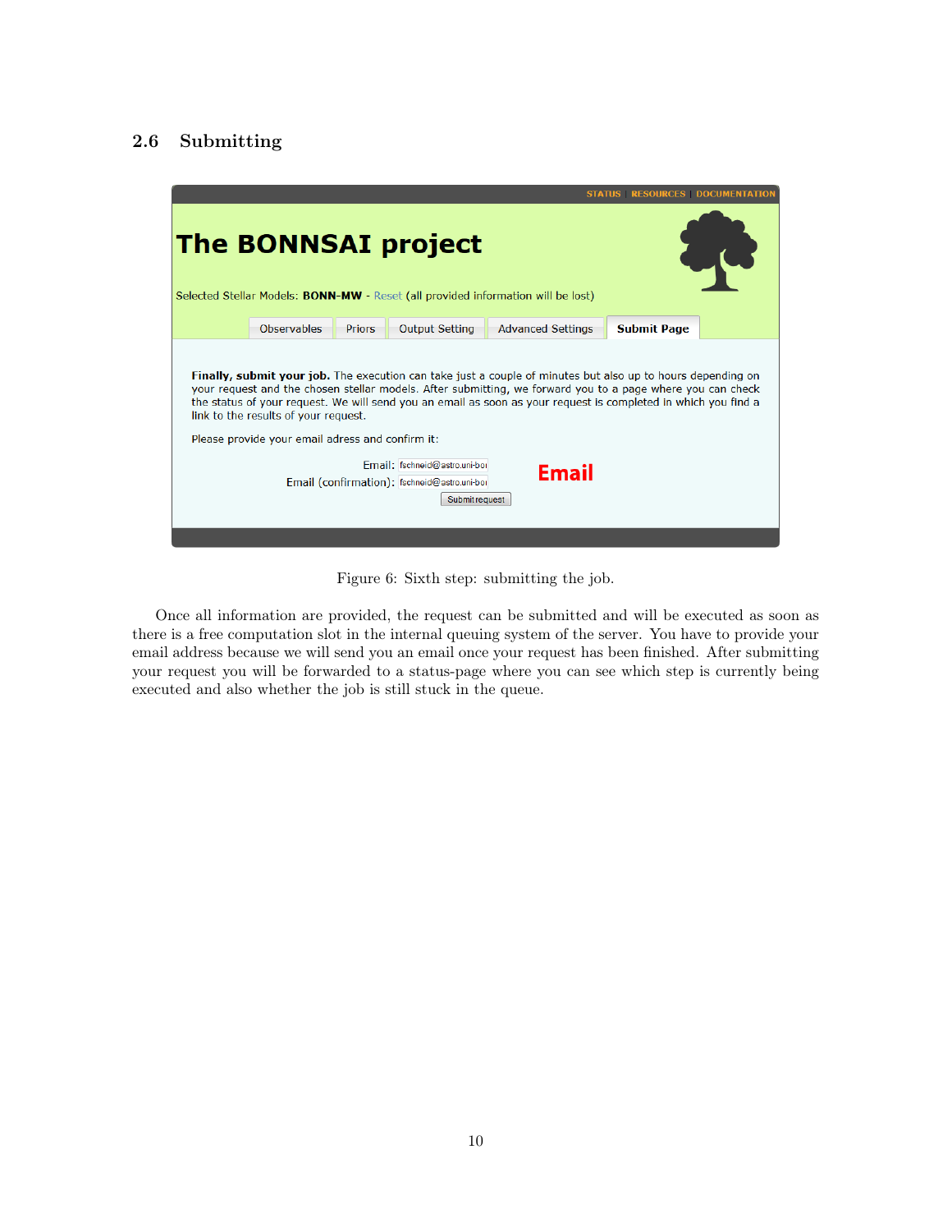## 2.6 Submitting

Figure 6: Sixth step: submitting the job.

Once all information are provided, the request can be submitted and will be executed as soon as there is a free computation slot in the internal queuing system of the server. You have to provide your email address because we will send you an email once your request has been finished. After submitting your request you will be forwarded to a status-page where you can see which step is currently being executed and also whether the job is still stuck in the queue.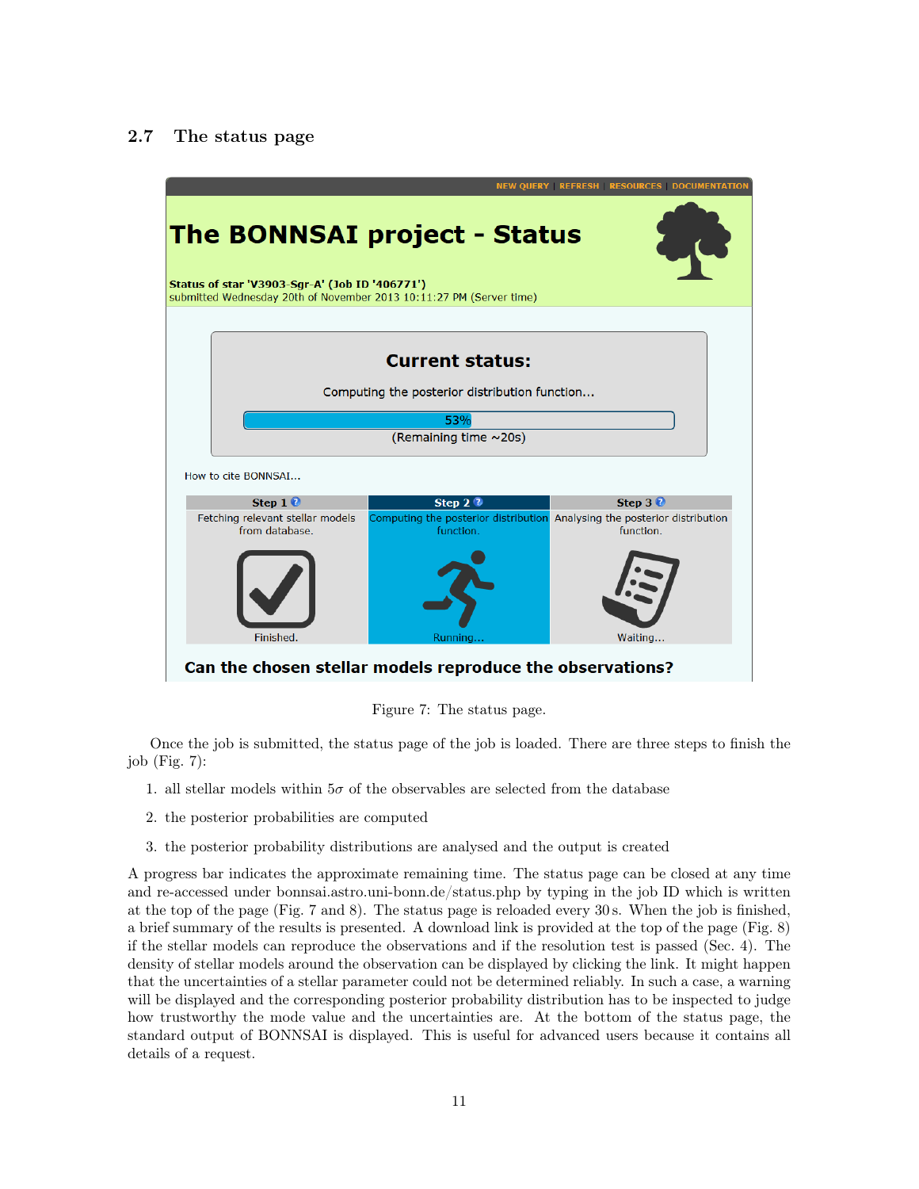## 2.7 The status page

Figure 7: The status page.

Once the job is submitted, the status page of the job is loaded. There are three steps to finish the job (Fig. 7):

1. all stellar models within $5\sigma$ of the observables are selected from the database
2. the posterior probabilities are computed
3. the posterior probability distributions are analysed and the output is created

A progress bar indicates the approximate remaining time. The status page can be closed at any time and re-accessed under bonnsai.astro.uni-bonn.de/status.php by typing in the job ID which is written at the top of the page (Fig. 7 and 8). The status page is reloaded every 30 s. When the job is finished, a brief summary of the results is presented. A download link is provided at the top of the page (Fig. 8) if the stellar models can reproduce the observations and if the resolution test is passed (Sec. 4). The density of stellar models around the observation can be displayed by clicking the link. It might happen that the uncertainties of a stellar parameter could not be determined reliably. In such a case, a warning will be displayed and the corresponding posterior probability distribution has to be inspected to judge how trustworthy the mode value and the uncertainties are. At the bottom of the status page, the standard output of BONNSAI is displayed. This is useful for advanced users because it contains all details of a request.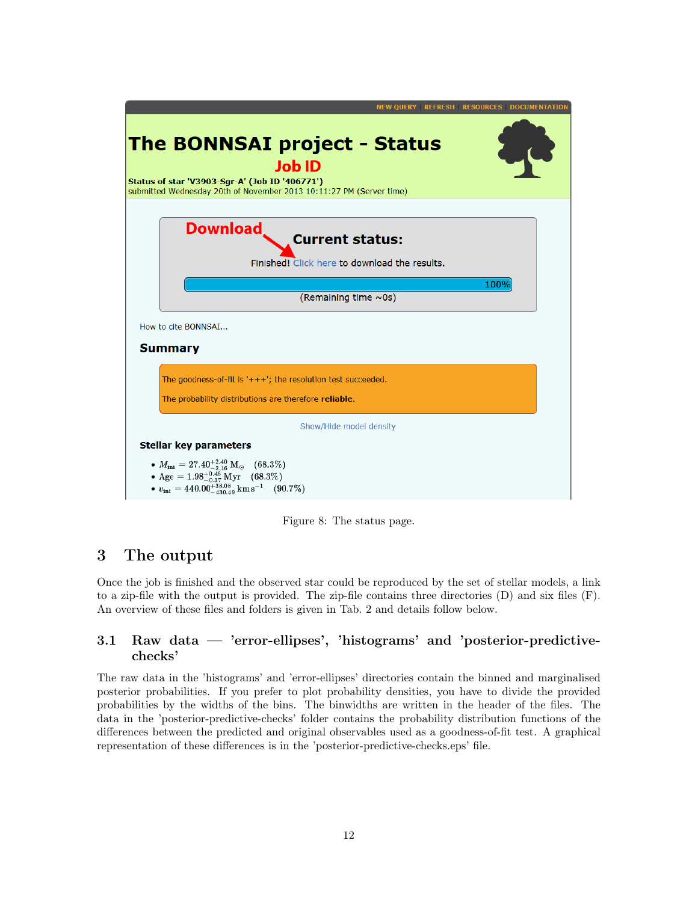The BONNSAI project - Status

Job ID

Status of star 'V3903-Sgr-A' (Job ID '406771')
submitted Wednesday 20th of November 2013 10:11:27 PM (Server time)

Download

**Current status:**

Finished! Click here to download the results.

100%

(Remaining time ~0s)

How to cite BONNSAI...

**Summary**

The goodness-of-fit is '+++'; the resolution test succeeded.

The probability distributions are therefore **reliable**.

Show/Hide model density

**Stellar key parameters**

- $M_{\rm ini} = 27.40^{+2.40}_{-2.16}\,{\rm M}_\odot$ (68.3%)
- Age $= 1.98^{+0.46}_{-0.37}$ Myr (68.3%)
- $v_{\rm ini} = 440.00^{+38.08}_{-430.49}\,{\rm km\,s^{-1}}$ (90.7%)

Figure 8: The status page.

# 3 The output

Once the job is finished and the observed star could be reproduced by the set of stellar models, a link to a zip-file with the output is provided. The zip-file contains three directories (D) and six files (F). An overview of these files and folders is given in Tab. 2 and details follow below.

## 3.1 Raw data — 'error-ellipses', 'histograms' and 'posterior-predictive-checks'

The raw data in the 'histograms' and 'error-ellipses' directories contain the binned and marginalised posterior probabilities. If you prefer to plot probability densities, you have to divide the provided probabilities by the widths of the bins. The binwidths are written in the header of the files. The data in the 'posterior-predictive-checks' folder contains the probability distribution functions of the differences between the predicted and original observables used as a goodness-of-fit test. A graphical representation of these differences is in the 'posterior-predictive-checks.eps' file.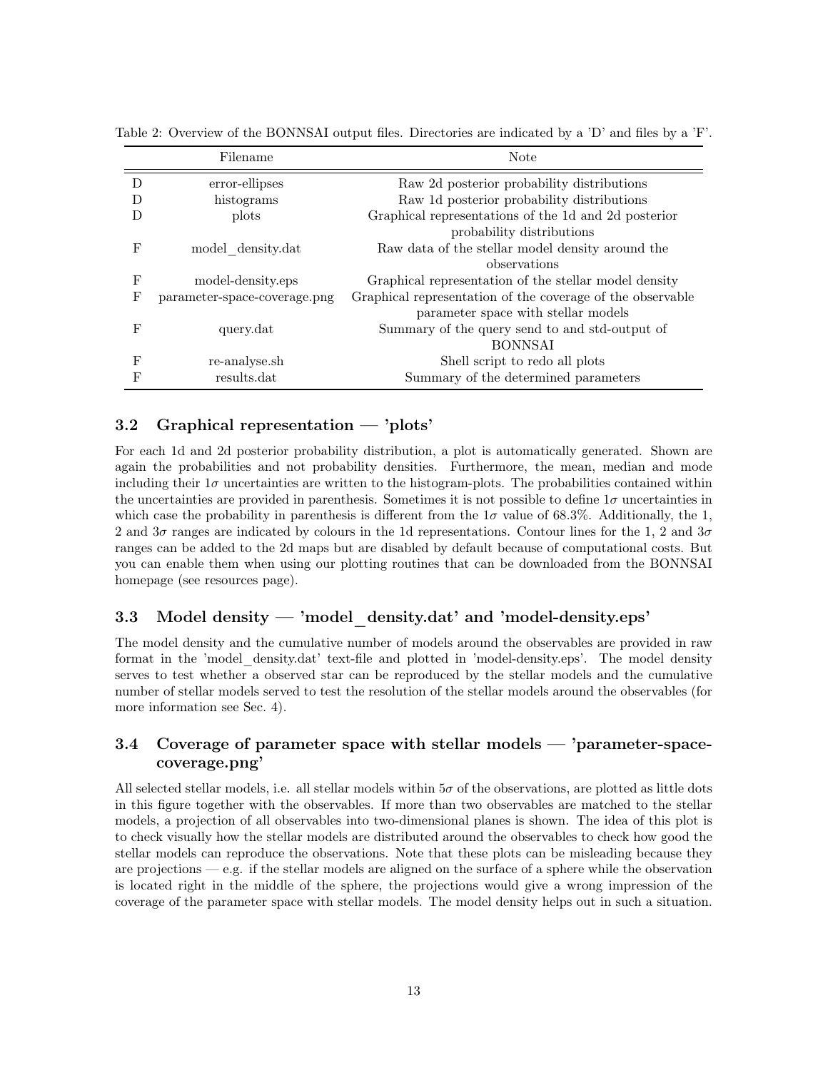Table 2: Overview of the BONNSAI output files. Directories are indicated by a 'D' and files by a 'F'.

| | Filename | Note |
|---|---|---|
| D | error-ellipses | Raw 2d posterior probability distributions |
| D | histograms | Raw 1d posterior probability distributions |
| D | plots | Graphical representations of the 1d and 2d posterior probability distributions |
| F | model_density.dat | Raw data of the stellar model density around the observations |
| F | model-density.eps | Graphical representation of the stellar model density |
| F | parameter-space-coverage.png | Graphical representation of the coverage of the observable parameter space with stellar models |
| F | query.dat | Summary of the query send to and std-output of BONNSAI |
| F | re-analyse.sh | Shell script to redo all plots |
| F | results.dat | Summary of the determined parameters |

### 3.2 Graphical representation — 'plots'

For each 1d and 2d posterior probability distribution, a plot is automatically generated. Shown are again the probabilities and not probability densities. Furthermore, the mean, median and mode including their $1\sigma$ uncertainties are written to the histogram-plots. The probabilities contained within the uncertainties are provided in parenthesis. Sometimes it is not possible to define $1\sigma$ uncertainties in which case the probability in parenthesis is different from the $1\sigma$ value of 68.3%. Additionally, the 1, 2 and $3\sigma$ ranges are indicated by colours in the 1d representations. Contour lines for the 1, 2 and $3\sigma$ ranges can be added to the 2d maps but are disabled by default because of computational costs. But you can enable them when using our plotting routines that can be downloaded from the BONNSAI homepage (see resources page).

### 3.3 Model density — 'model_density.dat' and 'model-density.eps'

The model density and the cumulative number of models around the observables are provided in raw format in the 'model_density.dat' text-file and plotted in 'model-density.eps'. The model density serves to test whether a observed star can be reproduced by the stellar models and the cumulative number of stellar models served to test the resolution of the stellar models around the observables (for more information see Sec. 4).

### 3.4 Coverage of parameter space with stellar models — 'parameter-space-coverage.png'

All selected stellar models, i.e. all stellar models within $5\sigma$ of the observations, are plotted as little dots in this figure together with the observables. If more than two observables are matched to the stellar models, a projection of all observables into two-dimensional planes is shown. The idea of this plot is to check visually how the stellar models are distributed around the observables to check how good the stellar models can reproduce the observations. Note that these plots can be misleading because they are projections — e.g. if the stellar models are aligned on the surface of a sphere while the observation is located right in the middle of the sphere, the projections would give a wrong impression of the coverage of the parameter space with stellar models. The model density helps out in such a situation.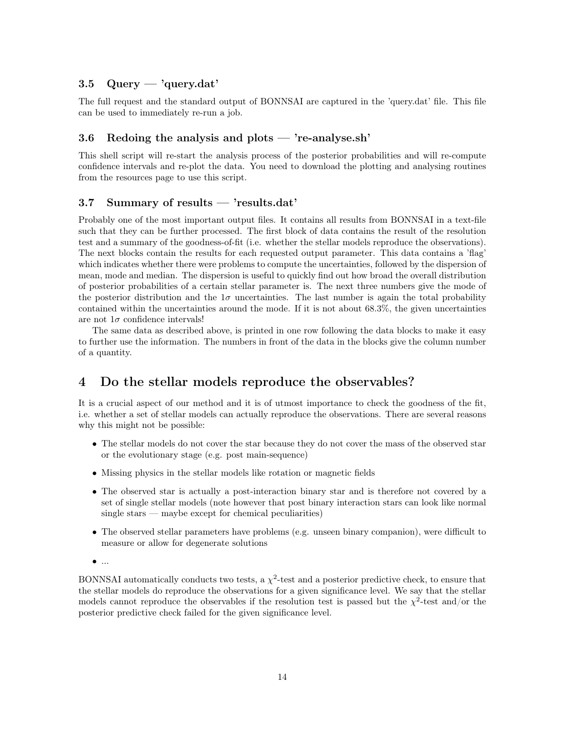### 3.5 Query — 'query.dat'

The full request and the standard output of BONNSAI are captured in the 'query.dat' file. This file can be used to immediately re-run a job.

### 3.6 Redoing the analysis and plots — 're-analyse.sh'

This shell script will re-start the analysis process of the posterior probabilities and will re-compute confidence intervals and re-plot the data. You need to download the plotting and analysing routines from the resources page to use this script.

### 3.7 Summary of results — 'results.dat'

Probably one of the most important output files. It contains all results from BONNSAI in a text-file such that they can be further processed. The first block of data contains the result of the resolution test and a summary of the goodness-of-fit (i.e. whether the stellar models reproduce the observations). The next blocks contain the results for each requested output parameter. This data contains a 'flag' which indicates whether there were problems to compute the uncertainties, followed by the dispersion of mean, mode and median. The dispersion is useful to quickly find out how broad the overall distribution of posterior probabilities of a certain stellar parameter is. The next three numbers give the mode of the posterior distribution and the $1\sigma$ uncertainties. The last number is again the total probability contained within the uncertainties around the mode. If it is not about 68.3%, the given uncertainties are not $1\sigma$ confidence intervals!

The same data as described above, is printed in one row following the data blocks to make it easy to further use the information. The numbers in front of the data in the blocks give the column number of a quantity.

## 4 Do the stellar models reproduce the observables?

It is a crucial aspect of our method and it is of utmost importance to check the goodness of the fit, i.e. whether a set of stellar models can actually reproduce the observations. There are several reasons why this might not be possible:

- The stellar models do not cover the star because they do not cover the mass of the observed star or the evolutionary stage (e.g. post main-sequence)
- Missing physics in the stellar models like rotation or magnetic fields
- The observed star is actually a post-interaction binary star and is therefore not covered by a set of single stellar models (note however that post binary interaction stars can look like normal single stars — maybe except for chemical peculiarities)
- The observed stellar parameters have problems (e.g. unseen binary companion), were difficult to measure or allow for degenerate solutions
- ...

BONNSAI automatically conducts two tests, a $\chi^2$-test and a posterior predictive check, to ensure that the stellar models do reproduce the observations for a given significance level. We say that the stellar models cannot reproduce the observables if the resolution test is passed but the $\chi^2$-test and/or the posterior predictive check failed for the given significance level.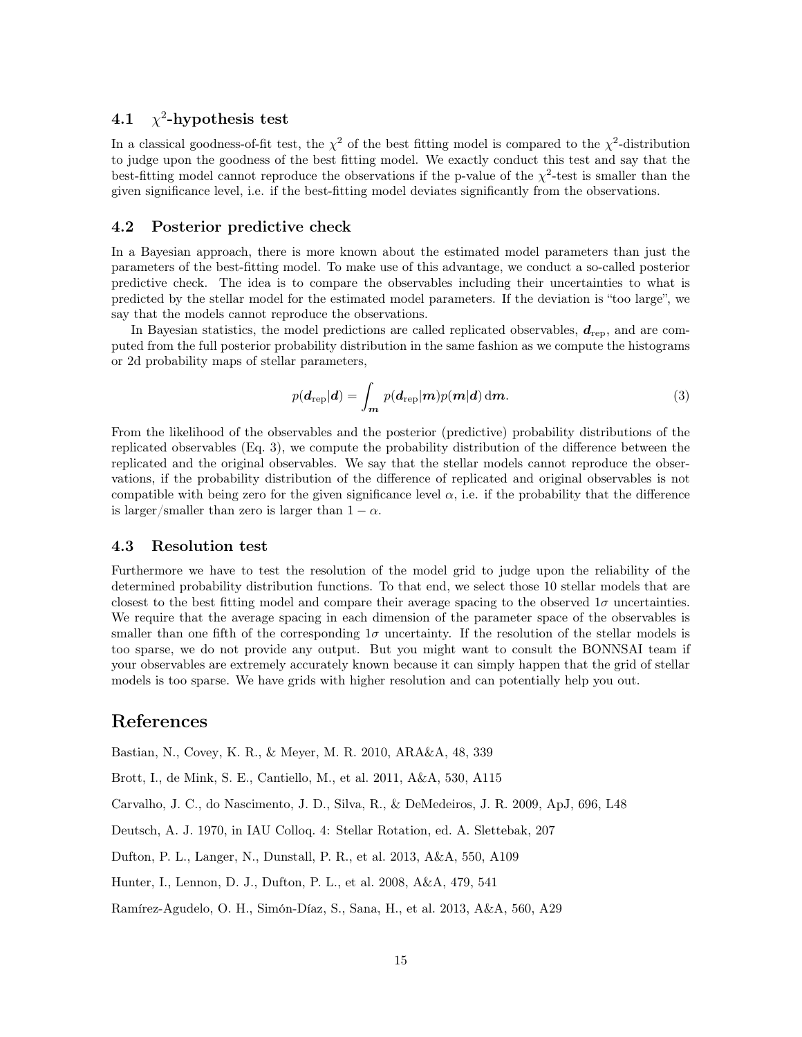### 4.1 $\chi^2$-hypothesis test

In a classical goodness-of-fit test, the $\chi^2$ of the best fitting model is compared to the $\chi^2$-distribution to judge upon the goodness of the best fitting model. We exactly conduct this test and say that the best-fitting model cannot reproduce the observations if the p-value of the $\chi^2$-test is smaller than the given significance level, i.e. if the best-fitting model deviates significantly from the observations.

### 4.2 Posterior predictive check

In a Bayesian approach, there is more known about the estimated model parameters than just the parameters of the best-fitting model. To make use of this advantage, we conduct a so-called posterior predictive check. The idea is to compare the observables including their uncertainties to what is predicted by the stellar model for the estimated model parameters. If the deviation is "too large", we say that the models cannot reproduce the observations.

In Bayesian statistics, the model predictions are called replicated observables, $\boldsymbol{d}_{\rm rep}$, and are computed from the full posterior probability distribution in the same fashion as we compute the histograms or 2d probability maps of stellar parameters,

$$p(\boldsymbol{d}_{\rm rep}|\boldsymbol{d}) = \int_{\boldsymbol{m}} p(\boldsymbol{d}_{\rm rep}|\boldsymbol{m}) p(\boldsymbol{m}|\boldsymbol{d})\, \mathrm{d}\boldsymbol{m}. \tag{3}$$

From the likelihood of the observables and the posterior (predictive) probability distributions of the replicated observables (Eq. 3), we compute the probability distribution of the difference between the replicated and the original observables. We say that the stellar models cannot reproduce the observations, if the probability distribution of the difference of replicated and original observables is not compatible with being zero for the given significance level $\alpha$, i.e. if the probability that the difference is larger/smaller than zero is larger than $1 - \alpha$.

### 4.3 Resolution test

Furthermore we have to test the resolution of the model grid to judge upon the reliability of the determined probability distribution functions. To that end, we select those 10 stellar models that are closest to the best fitting model and compare their average spacing to the observed $1\sigma$ uncertainties. We require that the average spacing in each dimension of the parameter space of the observables is smaller than one fifth of the corresponding $1\sigma$ uncertainty. If the resolution of the stellar models is too sparse, we do not provide any output. But you might want to consult the BONNSAI team if your observables are extremely accurately known because it can simply happen that the grid of stellar models is too sparse. We have grids with higher resolution and can potentially help you out.

## References

Bastian, N., Covey, K. R., & Meyer, M. R. 2010, ARA&A, 48, 339

Brott, I., de Mink, S. E., Cantiello, M., et al. 2011, A&A, 530, A115

Carvalho, J. C., do Nascimento, J. D., Silva, R., & DeMedeiros, J. R. 2009, ApJ, 696, L48

Deutsch, A. J. 1970, in IAU Colloq. 4: Stellar Rotation, ed. A. Slettebak, 207

Dufton, P. L., Langer, N., Dunstall, P. R., et al. 2013, A&A, 550, A109

Hunter, I., Lennon, D. J., Dufton, P. L., et al. 2008, A&A, 479, 541

Ramírez-Agudelo, O. H., Simón-Díaz, S., Sana, H., et al. 2013, A&A, 560, A29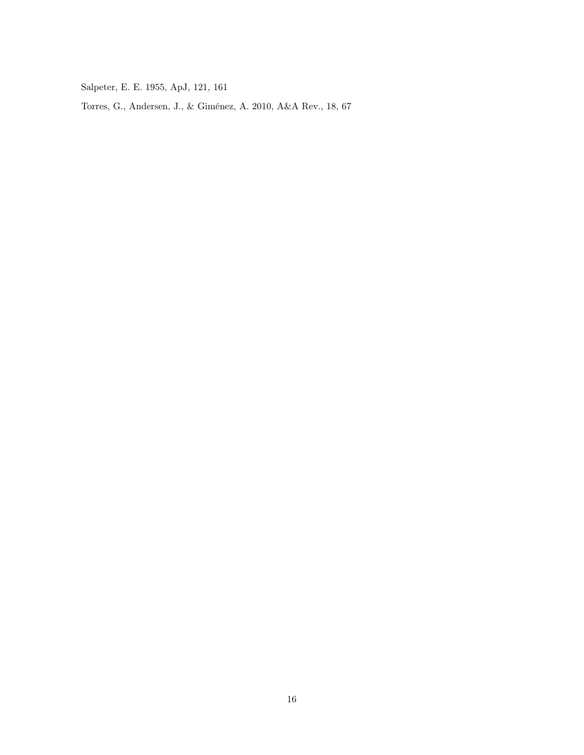Salpeter, E. E. 1955, ApJ, 121, 161

Torres, G., Andersen, J., & Giménez, A. 2010, A&A Rev., 18, 67